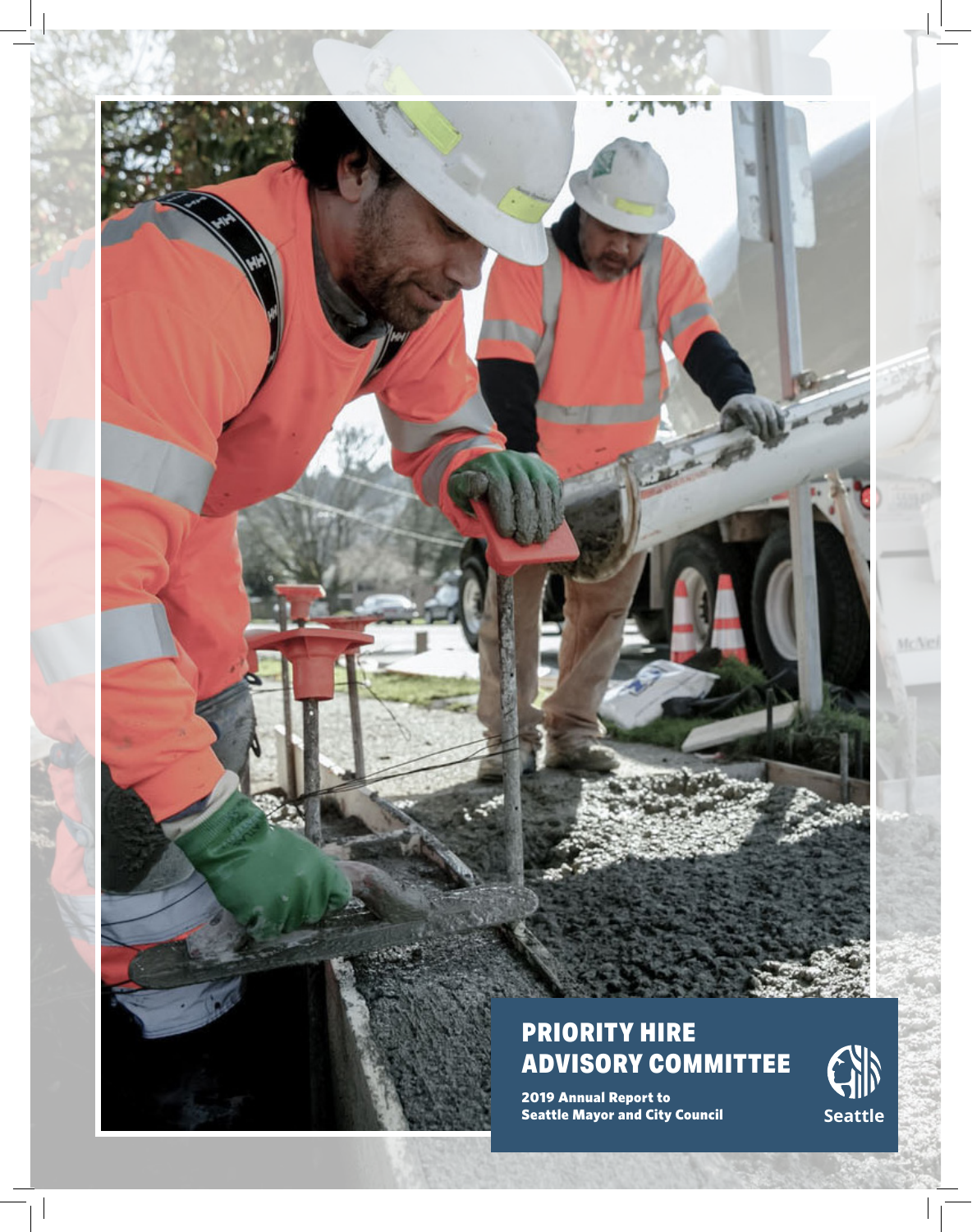# PRIORITY HIRE ADVISORY COMMITTEE

**2019 Annual Report to Seattle Mayor and City Council**

Seattle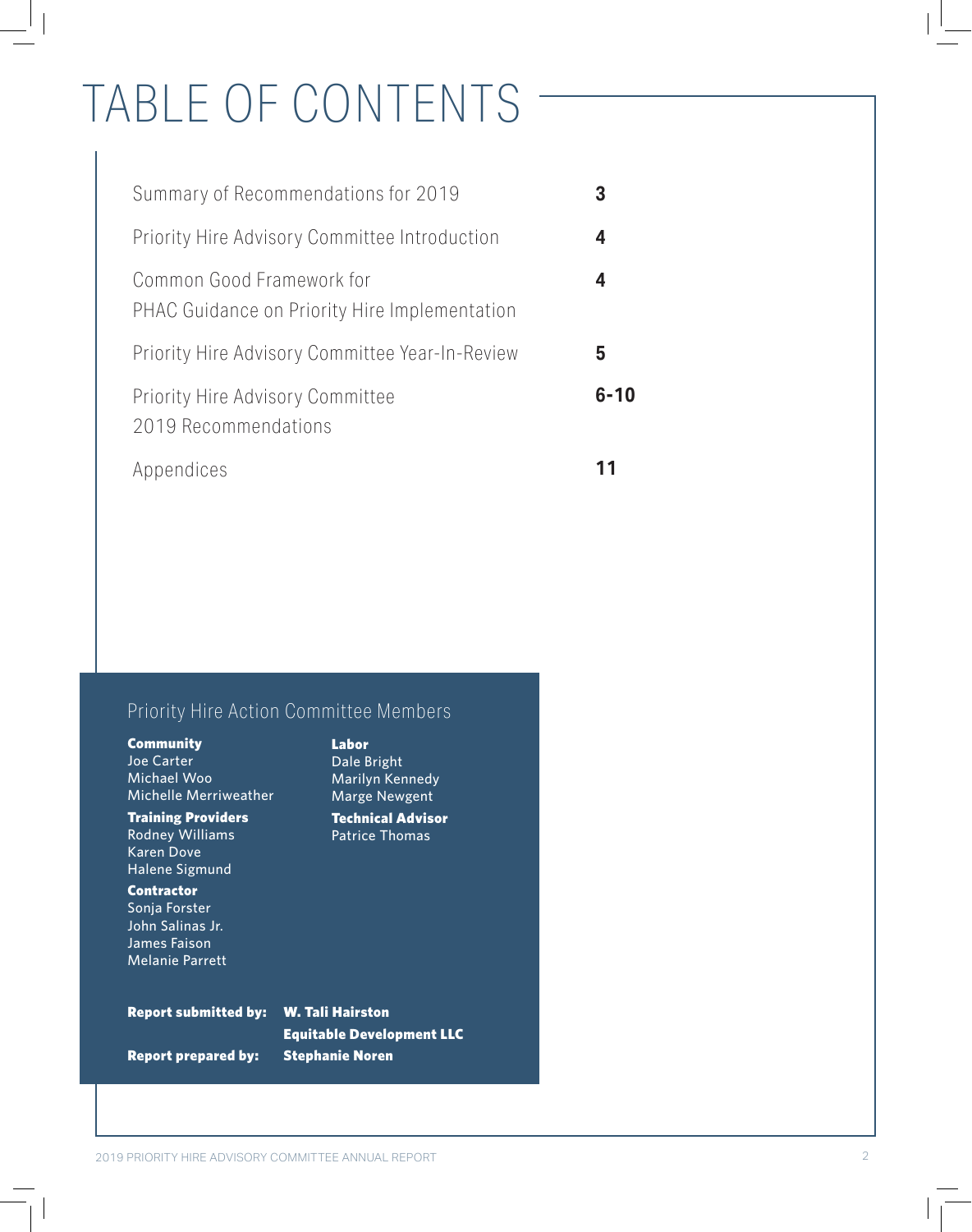# TABLE OF CONTENTS

| | |
|---|---|
| Summary of Recommendations for 2019 | **3** |
| Priority Hire Advisory Committee Introduction | **4** |
| Common Good Framework for PHAC Guidance on Priority Hire Implementation | **4** |
| Priority Hire Advisory Committee Year-In-Review | **5** |
| Priority Hire Advisory Committee 2019 Recommendations | **6-10** |
| Appendices | **11** |

## Priority Hire Action Committee Members

**Community**
Joe Carter
Michael Woo
Michelle Merriweather

**Training Providers**
Rodney Williams
Karen Dove
Halene Sigmund

**Contractor**
Sonja Forster
John Salinas Jr.
James Faison
Melanie Parrett

**Labor**
Dale Bright
Marilyn Kennedy
Marge Newgent

**Technical Advisor**
Patrice Thomas

**Report submitted by:** **W. Tali Hairston**
**Equitable Development LLC**

**Report prepared by:** **Stephanie Noren**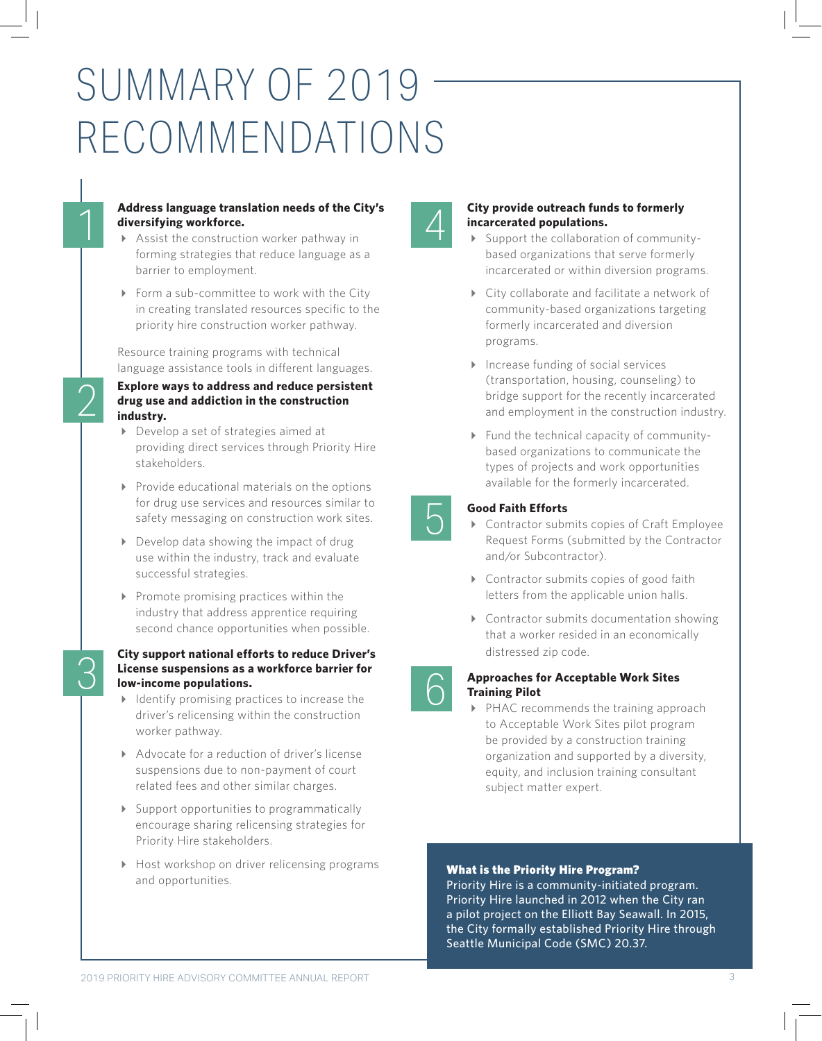# SUMMARY OF 2019 RECOMMENDATIONS

## 1

**Address language translation needs of the City's diversifying workforce.**

- Assist the construction worker pathway in forming strategies that reduce language as a barrier to employment.
- Form a sub-committee to work with the City in creating translated resources specific to the priority hire construction worker pathway.

Resource training programs with technical language assistance tools in different languages.

## 2

**Explore ways to address and reduce persistent drug use and addiction in the construction industry.**

- Develop a set of strategies aimed at providing direct services through Priority Hire stakeholders.
- Provide educational materials on the options for drug use services and resources similar to safety messaging on construction work sites.
- Develop data showing the impact of drug use within the industry, track and evaluate successful strategies.
- Promote promising practices within the industry that address apprentice requiring second chance opportunities when possible.

## 3

**City support national efforts to reduce Driver's License suspensions as a workforce barrier for low-income populations.**

- Identify promising practices to increase the driver's relicensing within the construction worker pathway.
- Advocate for a reduction of driver's license suspensions due to non-payment of court related fees and other similar charges.
- Support opportunities to programmatically encourage sharing relicensing strategies for Priority Hire stakeholders.
- Host workshop on driver relicensing programs and opportunities.

## 4

**City provide outreach funds to formerly incarcerated populations.**

- Support the collaboration of community-based organizations that serve formerly incarcerated or within diversion programs.
- City collaborate and facilitate a network of community-based organizations targeting formerly incarcerated and diversion programs.
- Increase funding of social services (transportation, housing, counseling) to bridge support for the recently incarcerated and employment in the construction industry.
- Fund the technical capacity of community-based organizations to communicate the types of projects and work opportunities available for the formerly incarcerated.

## 5

**Good Faith Efforts**

- Contractor submits copies of Craft Employee Request Forms (submitted by the Contractor and/or Subcontractor).
- Contractor submits copies of good faith letters from the applicable union halls.
- Contractor submits documentation showing that a worker resided in an economically distressed zip code.

## 6

**Approaches for Acceptable Work Sites Training Pilot**

- PHAC recommends the training approach to Acceptable Work Sites pilot program be provided by a construction training organization and supported by a diversity, equity, and inclusion training consultant subject matter expert.

**What is the Priority Hire Program?**

Priority Hire is a community-initiated program. Priority Hire launched in 2012 when the City ran a pilot project on the Elliott Bay Seawall. In 2015, the City formally established Priority Hire through Seattle Municipal Code (SMC) 20.37.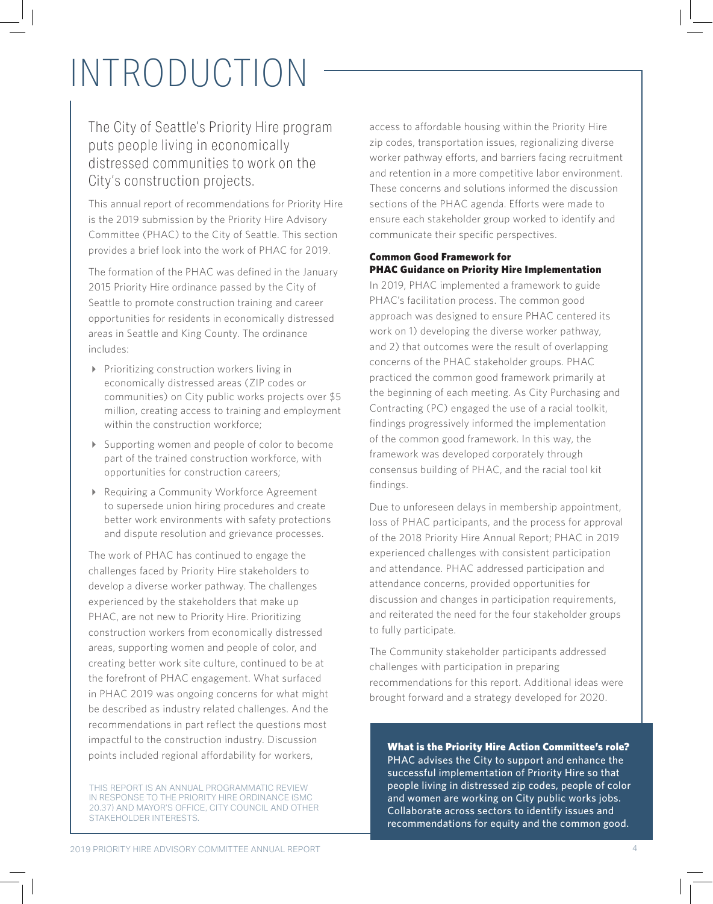# INTRODUCTION

The City of Seattle's Priority Hire program puts people living in economically distressed communities to work on the City's construction projects.

This annual report of recommendations for Priority Hire is the 2019 submission by the Priority Hire Advisory Committee (PHAC) to the City of Seattle. This section provides a brief look into the work of PHAC for 2019.

The formation of the PHAC was defined in the January 2015 Priority Hire ordinance passed by the City of Seattle to promote construction training and career opportunities for residents in economically distressed areas in Seattle and King County. The ordinance includes:

- Prioritizing construction workers living in economically distressed areas (ZIP codes or communities) on City public works projects over $5 million, creating access to training and employment within the construction workforce;
- Supporting women and people of color to become part of the trained construction workforce, with opportunities for construction careers;
- Requiring a Community Workforce Agreement to supersede union hiring procedures and create better work environments with safety protections and dispute resolution and grievance processes.

The work of PHAC has continued to engage the challenges faced by Priority Hire stakeholders to develop a diverse worker pathway. The challenges experienced by the stakeholders that make up PHAC, are not new to Priority Hire. Prioritizing construction workers from economically distressed areas, supporting women and people of color, and creating better work site culture, continued to be at the forefront of PHAC engagement. What surfaced in PHAC 2019 was ongoing concerns for what might be described as industry related challenges. And the recommendations in part reflect the questions most impactful to the construction industry. Discussion points included regional affordability for workers, access to affordable housing within the Priority Hire zip codes, transportation issues, regionalizing diverse worker pathway efforts, and barriers facing recruitment and retention in a more competitive labor environment. These concerns and solutions informed the discussion sections of the PHAC agenda. Efforts were made to ensure each stakeholder group worked to identify and communicate their specific perspectives.

THIS REPORT IS AN ANNUAL PROGRAMMATIC REVIEW IN RESPONSE TO THE PRIORITY HIRE ORDINANCE (SMC 20.37) AND MAYOR'S OFFICE, CITY COUNCIL AND OTHER STAKEHOLDER INTERESTS.

**Common Good Framework for PHAC Guidance on Priority Hire Implementation**

In 2019, PHAC implemented a framework to guide PHAC's facilitation process. The common good approach was designed to ensure PHAC centered its work on 1) developing the diverse worker pathway, and 2) that outcomes were the result of overlapping concerns of the PHAC stakeholder groups. PHAC practiced the common good framework primarily at the beginning of each meeting. As City Purchasing and Contracting (PC) engaged the use of a racial toolkit, findings progressively informed the implementation of the common good framework. In this way, the framework was developed corporately through consensus building of PHAC, and the racial tool kit findings.

Due to unforeseen delays in membership appointment, loss of PHAC participants, and the process for approval of the 2018 Priority Hire Annual Report; PHAC in 2019 experienced challenges with consistent participation and attendance. PHAC addressed participation and attendance concerns, provided opportunities for discussion and changes in participation requirements, and reiterated the need for the four stakeholder groups to fully participate.

The Community stakeholder participants addressed challenges with participation in preparing recommendations for this report. Additional ideas were brought forward and a strategy developed for 2020.

**What is the Priority Hire Action Committee's role?**
PHAC advises the City to support and enhance the successful implementation of Priority Hire so that people living in distressed zip codes, people of color and women are working on City public works jobs. Collaborate across sectors to identify issues and recommendations for equity and the common good.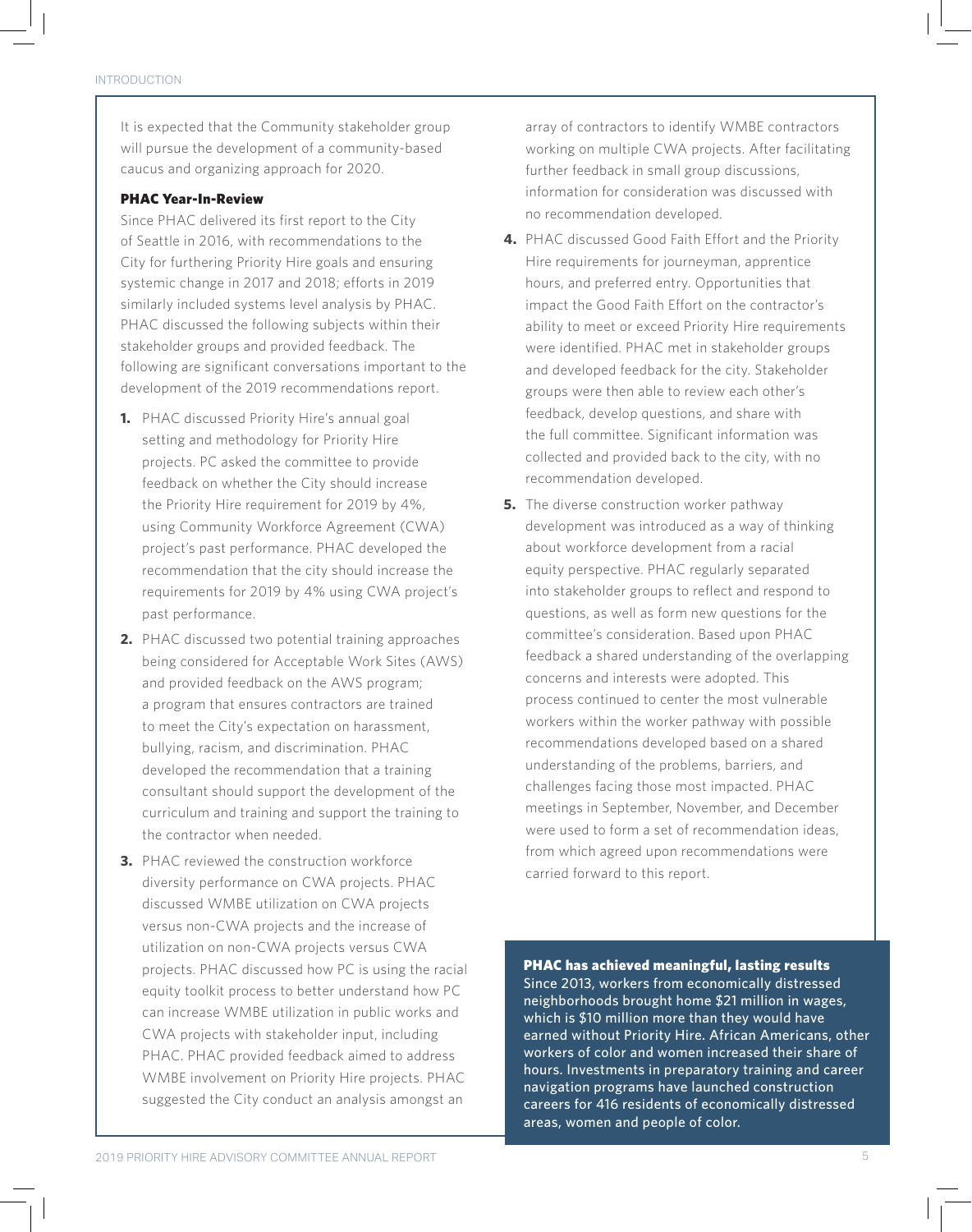It is expected that the Community stakeholder group will pursue the development of a community-based caucus and organizing approach for 2020.

**PHAC Year-In-Review**

Since PHAC delivered its first report to the City of Seattle in 2016, with recommendations to the City for furthering Priority Hire goals and ensuring systemic change in 2017 and 2018; efforts in 2019 similarly included systems level analysis by PHAC. PHAC discussed the following subjects within their stakeholder groups and provided feedback. The following are significant conversations important to the development of the 2019 recommendations report.

1. PHAC discussed Priority Hire's annual goal setting and methodology for Priority Hire projects. PC asked the committee to provide feedback on whether the City should increase the Priority Hire requirement for 2019 by 4%, using Community Workforce Agreement (CWA) project's past performance. PHAC developed the recommendation that the city should increase the requirements for 2019 by 4% using CWA project's past performance.
2. PHAC discussed two potential training approaches being considered for Acceptable Work Sites (AWS) and provided feedback on the AWS program; a program that ensures contractors are trained to meet the City's expectation on harassment, bullying, racism, and discrimination. PHAC developed the recommendation that a training consultant should support the development of the curriculum and training and support the training to the contractor when needed.
3. PHAC reviewed the construction workforce diversity performance on CWA projects. PHAC discussed WMBE utilization on CWA projects versus non-CWA projects and the increase of utilization on non-CWA projects versus CWA projects. PHAC discussed how PC is using the racial equity toolkit process to better understand how PC can increase WMBE utilization in public works and CWA projects with stakeholder input, including PHAC. PHAC provided feedback aimed to address WMBE involvement on Priority Hire projects. PHAC suggested the City conduct an analysis amongst an array of contractors to identify WMBE contractors working on multiple CWA projects. After facilitating further feedback in small group discussions, information for consideration was discussed with no recommendation developed.
4. PHAC discussed Good Faith Effort and the Priority Hire requirements for journeyman, apprentice hours, and preferred entry. Opportunities that impact the Good Faith Effort on the contractor's ability to meet or exceed Priority Hire requirements were identified. PHAC met in stakeholder groups and developed feedback for the city. Stakeholder groups were then able to review each other's feedback, develop questions, and share with the full committee. Significant information was collected and provided back to the city, with no recommendation developed.
5. The diverse construction worker pathway development was introduced as a way of thinking about workforce development from a racial equity perspective. PHAC regularly separated into stakeholder groups to reflect and respond to questions, as well as form new questions for the committee's consideration. Based upon PHAC feedback a shared understanding of the overlapping concerns and interests were adopted. This process continued to center the most vulnerable workers within the worker pathway with possible recommendations developed based on a shared understanding of the problems, barriers, and challenges facing those most impacted. PHAC meetings in September, November, and December were used to form a set of recommendation ideas, from which agreed upon recommendations were carried forward to this report.

**PHAC has achieved meaningful, lasting results**

Since 2013, workers from economically distressed neighborhoods brought home $21 million in wages, which is $10 million more than they would have earned without Priority Hire. African Americans, other workers of color and women increased their share of hours. Investments in preparatory training and career navigation programs have launched construction careers for 416 residents of economically distressed areas, women and people of color.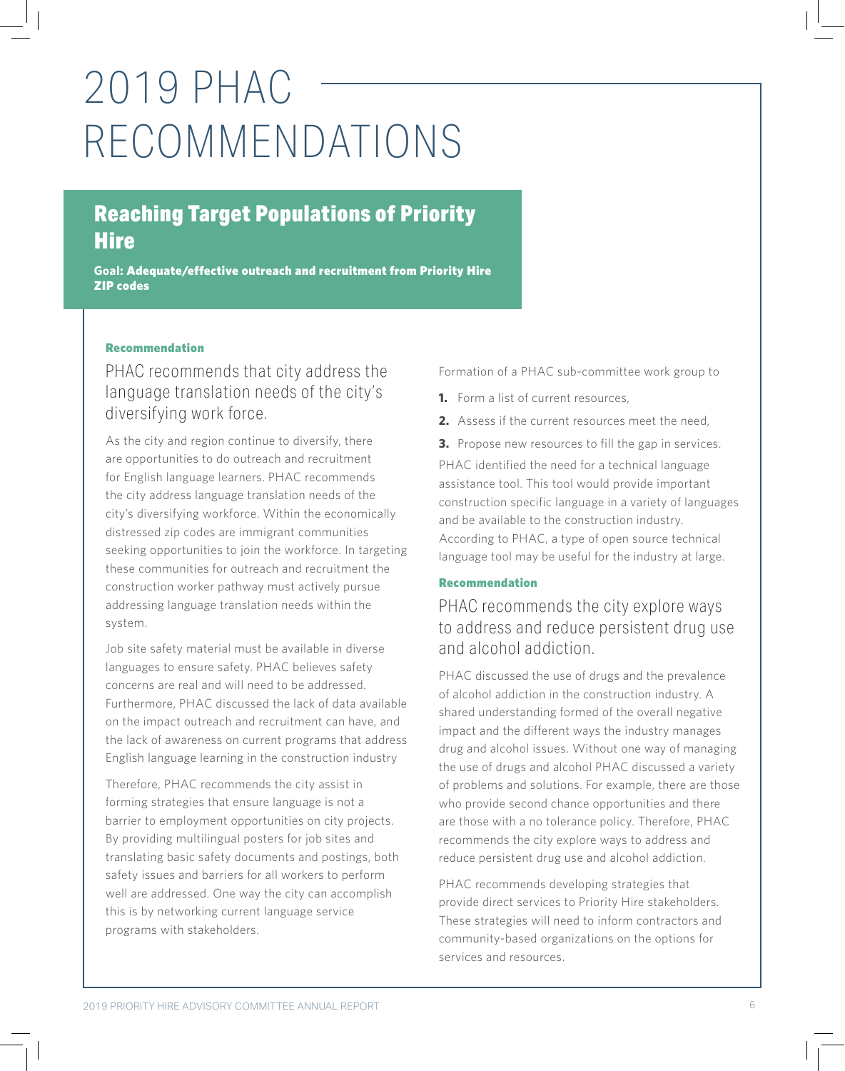# 2019 PHAC RECOMMENDATIONS

## Reaching Target Populations of Priority Hire

**Goal: Adequate/effective outreach and recruitment from Priority Hire ZIP codes**

#### Recommendation

### PHAC recommends that city address the language translation needs of the city's diversifying work force.

As the city and region continue to diversify, there are opportunities to do outreach and recruitment for English language learners. PHAC recommends the city address language translation needs of the city's diversifying workforce. Within the economically distressed zip codes are immigrant communities seeking opportunities to join the workforce. In targeting these communities for outreach and recruitment the construction worker pathway must actively pursue addressing language translation needs within the system.

Job site safety material must be available in diverse languages to ensure safety. PHAC believes safety concerns are real and will need to be addressed. Furthermore, PHAC discussed the lack of data available on the impact outreach and recruitment can have, and the lack of awareness on current programs that address English language learning in the construction industry

Therefore, PHAC recommends the city assist in forming strategies that ensure language is not a barrier to employment opportunities on city projects. By providing multilingual posters for job sites and translating basic safety documents and postings, both safety issues and barriers for all workers to perform well are addressed. One way the city can accomplish this is by networking current language service programs with stakeholders.

Formation of a PHAC sub-committee work group to

1. Form a list of current resources,
2. Assess if the current resources meet the need,
3. Propose new resources to fill the gap in services.

PHAC identified the need for a technical language assistance tool. This tool would provide important construction specific language in a variety of languages and be available to the construction industry. According to PHAC, a type of open source technical language tool may be useful for the industry at large.

#### Recommendation

### PHAC recommends the city explore ways to address and reduce persistent drug use and alcohol addiction.

PHAC discussed the use of drugs and the prevalence of alcohol addiction in the construction industry. A shared understanding formed of the overall negative impact and the different ways the industry manages drug and alcohol issues. Without one way of managing the use of drugs and alcohol PHAC discussed a variety of problems and solutions. For example, there are those who provide second chance opportunities and there are those with a no tolerance policy. Therefore, PHAC recommends the city explore ways to address and reduce persistent drug use and alcohol addiction.

PHAC recommends developing strategies that provide direct services to Priority Hire stakeholders. These strategies will need to inform contractors and community-based organizations on the options for services and resources.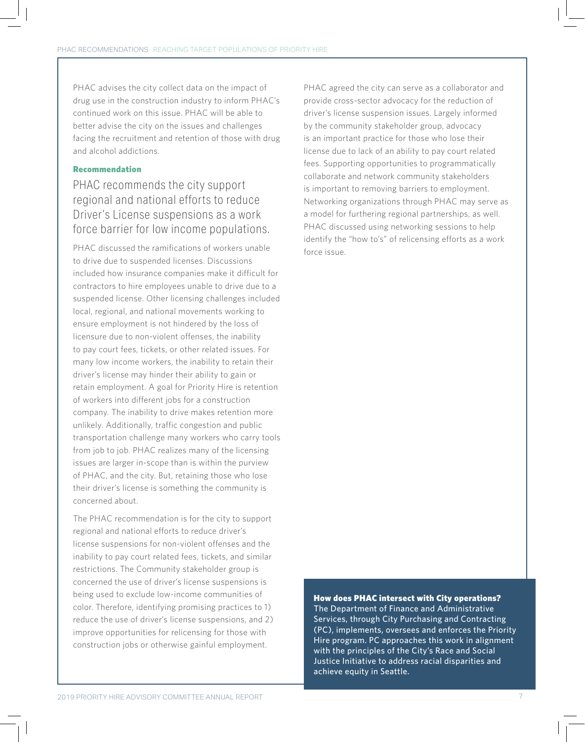PHAC advises the city collect data on the impact of drug use in the construction industry to inform PHAC's continued work on this issue. PHAC will be able to better advise the city on the issues and challenges facing the recruitment and retention of those with drug and alcohol addictions.

**Recommendation**

## PHAC recommends the city support regional and national efforts to reduce Driver's License suspensions as a work force barrier for low income populations.

PHAC discussed the ramifications of workers unable to drive due to suspended licenses. Discussions included how insurance companies make it difficult for contractors to hire employees unable to drive due to a suspended license. Other licensing challenges included local, regional, and national movements working to ensure employment is not hindered by the loss of licensure due to non-violent offenses, the inability to pay court fees, tickets, or other related issues. For many low income workers, the inability to retain their driver's license may hinder their ability to gain or retain employment. A goal for Priority Hire is retention of workers into different jobs for a construction company. The inability to drive makes retention more unlikely. Additionally, traffic congestion and public transportation challenge many workers who carry tools from job to job. PHAC realizes many of the licensing issues are larger in-scope than is within the purview of PHAC, and the city. But, retaining those who lose their driver's license is something the community is concerned about.

The PHAC recommendation is for the city to support regional and national efforts to reduce driver's license suspensions for non-violent offenses and the inability to pay court related fees, tickets, and similar restrictions. The Community stakeholder group is concerned the use of driver's license suspensions is being used to exclude low-income communities of color. Therefore, identifying promising practices to 1) reduce the use of driver's license suspensions, and 2) improve opportunities for relicensing for those with construction jobs or otherwise gainful employment.

PHAC agreed the city can serve as a collaborator and provide cross-sector advocacy for the reduction of driver's license suspension issues. Largely informed by the community stakeholder group, advocacy is an important practice for those who lose their license due to lack of an ability to pay court related fees. Supporting opportunities to programmatically collaborate and network community stakeholders is important to removing barriers to employment. Networking organizations through PHAC may serve as a model for furthering regional partnerships, as well. PHAC discussed using networking sessions to help identify the "how to's" of relicensing efforts as a work force issue.

**How does PHAC intersect with City operations?**
The Department of Finance and Administrative Services, through City Purchasing and Contracting (PC), implements, oversees and enforces the Priority Hire program. PC approaches this work in alignment with the principles of the City's Race and Social Justice Initiative to address racial disparities and achieve equity in Seattle.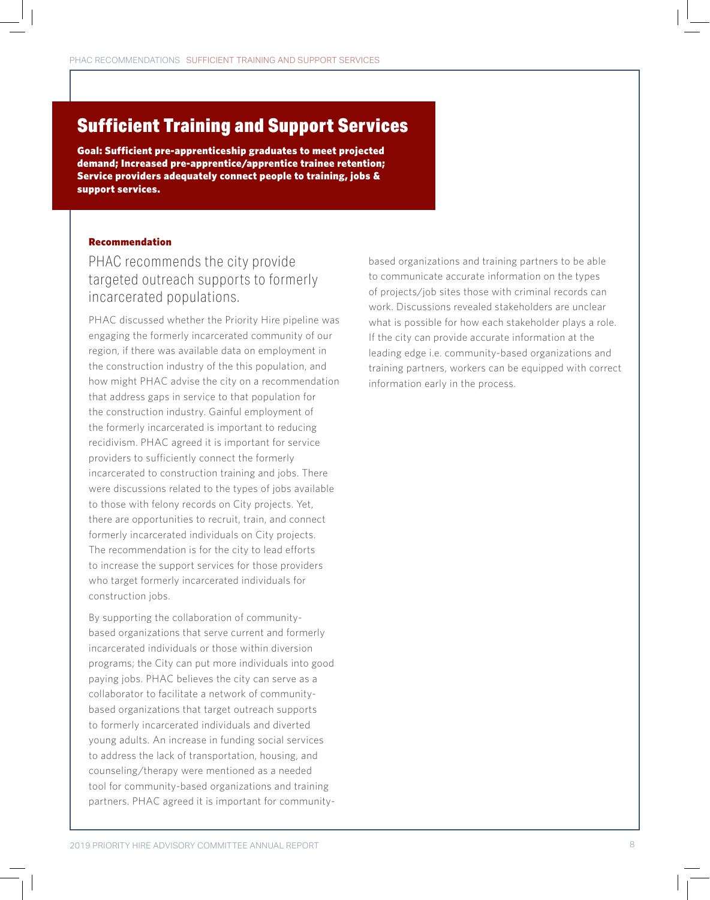# Sufficient Training and Support Services

**Goal: Sufficient pre-apprenticeship graduates to meet projected demand; Increased pre-apprentice/apprentice trainee retention; Service providers adequately connect people to training, jobs & support services.**

**Recommendation**

## PHAC recommends the city provide targeted outreach supports to formerly incarcerated populations.

PHAC discussed whether the Priority Hire pipeline was engaging the formerly incarcerated community of our region, if there was available data on employment in the construction industry of the this population, and how might PHAC advise the city on a recommendation that address gaps in service to that population for the construction industry. Gainful employment of the formerly incarcerated is important to reducing recidivism. PHAC agreed it is important for service providers to sufficiently connect the formerly incarcerated to construction training and jobs. There were discussions related to the types of jobs available to those with felony records on City projects. Yet, there are opportunities to recruit, train, and connect formerly incarcerated individuals on City projects. The recommendation is for the city to lead efforts to increase the support services for those providers who target formerly incarcerated individuals for construction jobs.

By supporting the collaboration of community-based organizations that serve current and formerly incarcerated individuals or those within diversion programs; the City can put more individuals into good paying jobs. PHAC believes the city can serve as a collaborator to facilitate a network of community-based organizations that target outreach supports to formerly incarcerated individuals and diverted young adults. An increase in funding social services to address the lack of transportation, housing, and counseling/therapy were mentioned as a needed tool for community-based organizations and training partners. PHAC agreed it is important for community-based organizations and training partners to be able to communicate accurate information on the types of projects/job sites those with criminal records can work. Discussions revealed stakeholders are unclear what is possible for how each stakeholder plays a role. If the city can provide accurate information at the leading edge i.e. community-based organizations and training partners, workers can be equipped with correct information early in the process.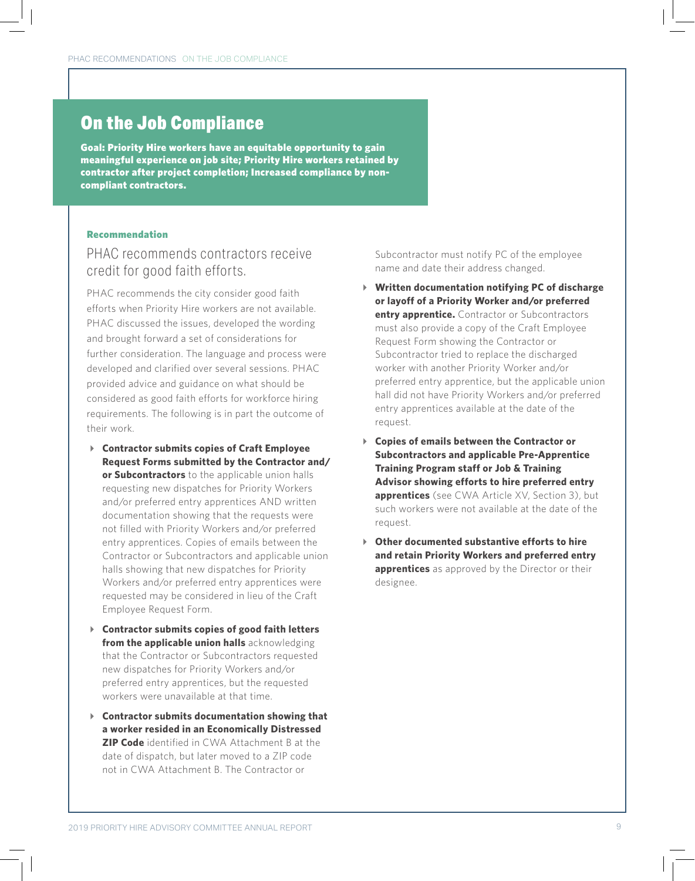## On the Job Compliance

**Goal: Priority Hire workers have an equitable opportunity to gain meaningful experience on job site; Priority Hire workers retained by contractor after project completion; Increased compliance by non-compliant contractors.**

**Recommendation**

### PHAC recommends contractors receive credit for good faith efforts.

PHAC recommends the city consider good faith efforts when Priority Hire workers are not available. PHAC discussed the issues, developed the wording and brought forward a set of considerations for further consideration. The language and process were developed and clarified over several sessions. PHAC provided advice and guidance on what should be considered as good faith efforts for workforce hiring requirements. The following is in part the outcome of their work.

- **Contractor submits copies of Craft Employee Request Forms submitted by the Contractor and/or Subcontractors** to the applicable union halls requesting new dispatches for Priority Workers and/or preferred entry apprentices AND written documentation showing that the requests were not filled with Priority Workers and/or preferred entry apprentices. Copies of emails between the Contractor or Subcontractors and applicable union halls showing that new dispatches for Priority Workers and/or preferred entry apprentices were requested may be considered in lieu of the Craft Employee Request Form.
- **Contractor submits copies of good faith letters from the applicable union halls** acknowledging that the Contractor or Subcontractors requested new dispatches for Priority Workers and/or preferred entry apprentices, but the requested workers were unavailable at that time.
- **Contractor submits documentation showing that a worker resided in an Economically Distressed ZIP Code** identified in CWA Attachment B at the date of dispatch, but later moved to a ZIP code not in CWA Attachment B. The Contractor or Subcontractor must notify PC of the employee name and date their address changed.
- **Written documentation notifying PC of discharge or layoff of a Priority Worker and/or preferred entry apprentice.** Contractor or Subcontractors must also provide a copy of the Craft Employee Request Form showing the Contractor or Subcontractor tried to replace the discharged worker with another Priority Worker and/or preferred entry apprentice, but the applicable union hall did not have Priority Workers and/or preferred entry apprentices available at the date of the request.
- **Copies of emails between the Contractor or Subcontractors and applicable Pre-Apprentice Training Program staff or Job & Training Advisor showing efforts to hire preferred entry apprentices** (see CWA Article XV, Section 3), but such workers were not available at the date of the request.
- **Other documented substantive efforts to hire and retain Priority Workers and preferred entry apprentices** as approved by the Director or their designee.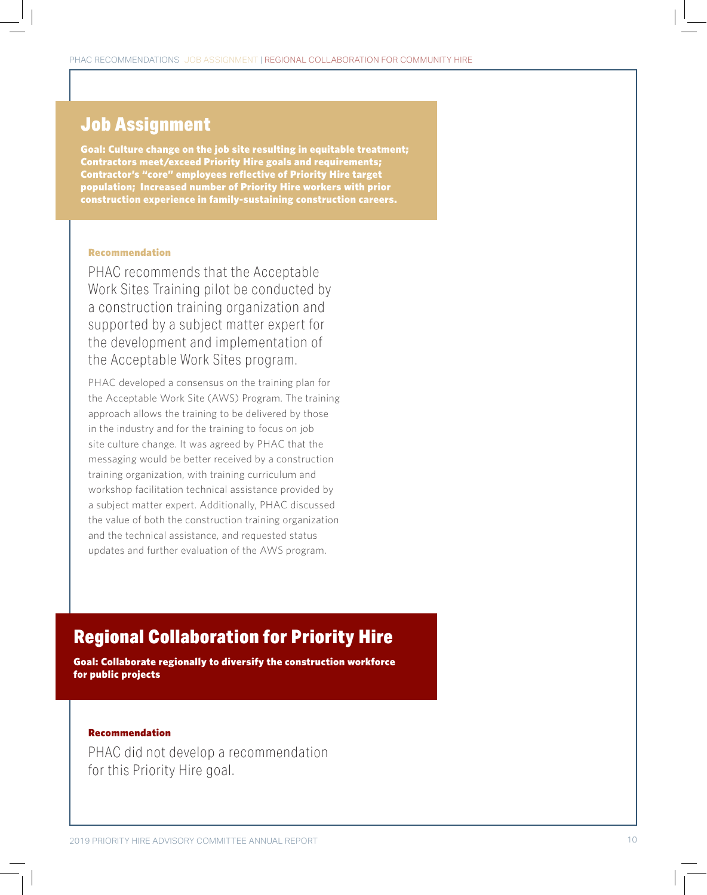## Job Assignment

**Goal: Culture change on the job site resulting in equitable treatment; Contractors meet/exceed Priority Hire goals and requirements; Contractor's "core" employees reflective of Priority Hire target population; Increased number of Priority Hire workers with prior construction experience in family-sustaining construction careers.**

**Recommendation**

PHAC recommends that the Acceptable Work Sites Training pilot be conducted by a construction training organization and supported by a subject matter expert for the development and implementation of the Acceptable Work Sites program.

PHAC developed a consensus on the training plan for the Acceptable Work Site (AWS) Program. The training approach allows the training to be delivered by those in the industry and for the training to focus on job site culture change. It was agreed by PHAC that the messaging would be better received by a construction training organization, with training curriculum and workshop facilitation technical assistance provided by a subject matter expert. Additionally, PHAC discussed the value of both the construction training organization and the technical assistance, and requested status updates and further evaluation of the AWS program.

## Regional Collaboration for Priority Hire

**Goal: Collaborate regionally to diversify the construction workforce for public projects**

**Recommendation**

PHAC did not develop a recommendation for this Priority Hire goal.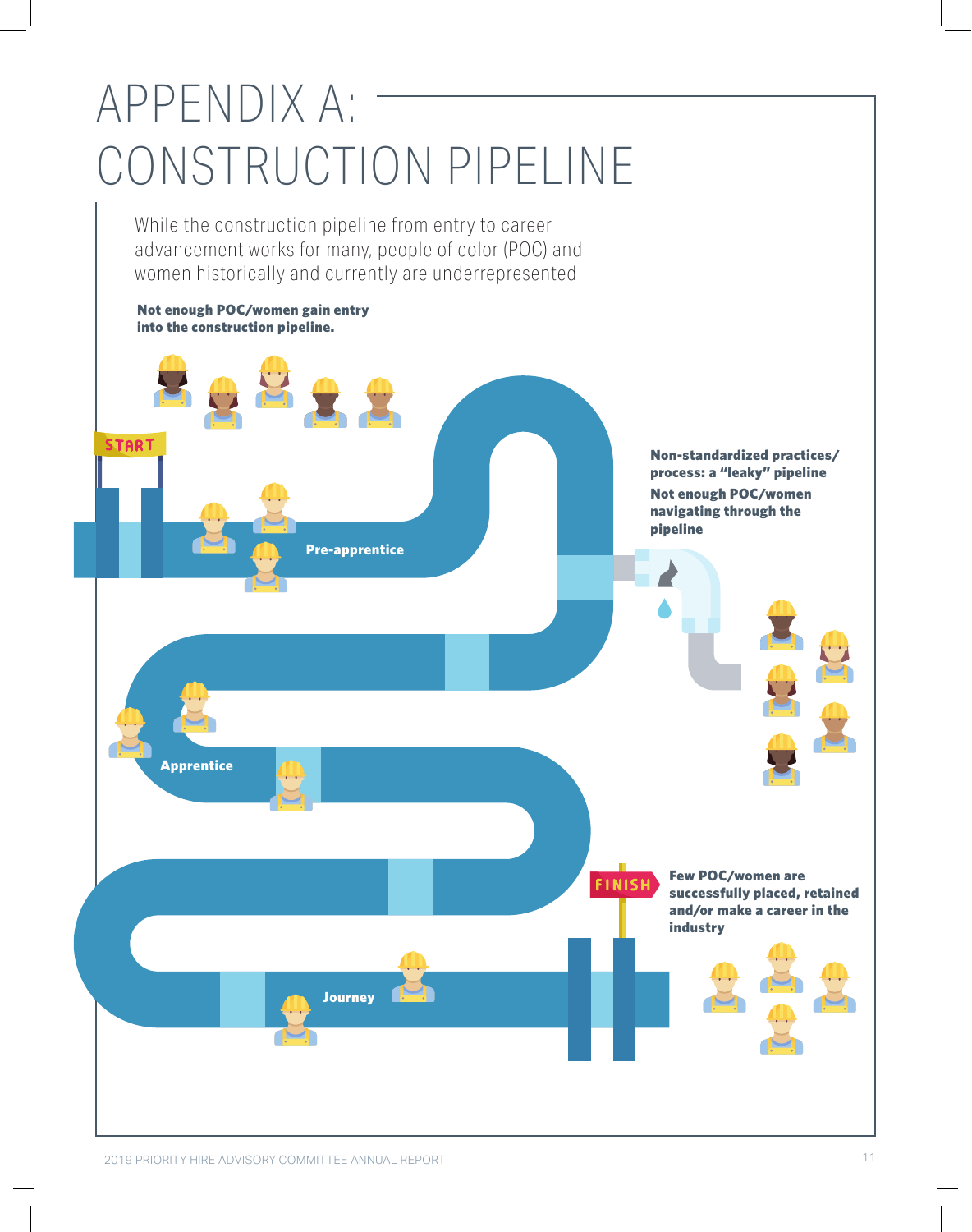# APPENDIX A: CONSTRUCTION PIPELINE

While the construction pipeline from entry to career advancement works for many, people of color (POC) and women historically and currently are underrepresented

**Not enough POC/women gain entry into the construction pipeline.**

START

**Pre-apprentice**

**Non-standardized practices/ process: a "leaky" pipeline**

**Not enough POC/women navigating through the pipeline**

**Apprentice**

FINISH

**Few POC/women are successfully placed, retained and/or make a career in the industry**

**Journey**